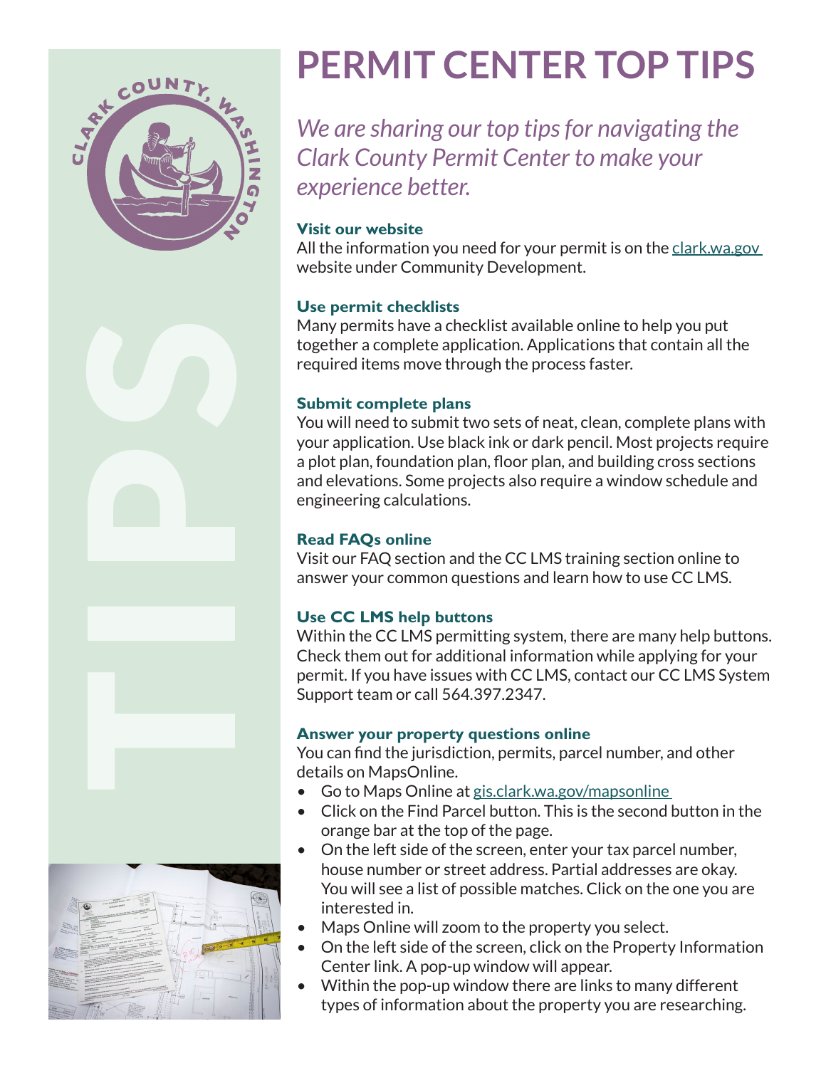# PERMIT CENTER TOP TIPS

*We are sharing our top tips for navigating the Clark County Permit Center to make your experience better.*

### Visit our website

All the information you need for your permit is on the clark.wa.gov website under Community Development.

### Use permit checklists

Many permits have a checklist available online to help you put together a complete application. Applications that contain all the required items move through the process faster.

### Submit complete plans

You will need to submit two sets of neat, clean, complete plans with your application. Use black ink or dark pencil. Most projects require a plot plan, foundation plan, floor plan, and building cross sections and elevations. Some projects also require a window schedule and engineering calculations.

### Read FAQs online

Visit our FAQ section and the CC LMS training section online to answer your common questions and learn how to use CC LMS.

### Use CC LMS help buttons

Within the CC LMS permitting system, there are many help buttons. Check them out for additional information while applying for your permit. If you have issues with CC LMS, contact our CC LMS System Support team or call 564.397.2347.

### Answer your property questions online

You can find the jurisdiction, permits, parcel number, and other details on MapsOnline.

- Go to Maps Online at gis.clark.wa.gov/mapsonline
- Click on the Find Parcel button. This is the second button in the orange bar at the top of the page.
- On the left side of the screen, enter your tax parcel number, house number or street address. Partial addresses are okay. You will see a list of possible matches. Click on the one you are interested in.
- Maps Online will zoom to the property you select.
- On the left side of the screen, click on the Property Information Center link. A pop-up window will appear.
- Within the pop-up window there are links to many different types of information about the property you are researching.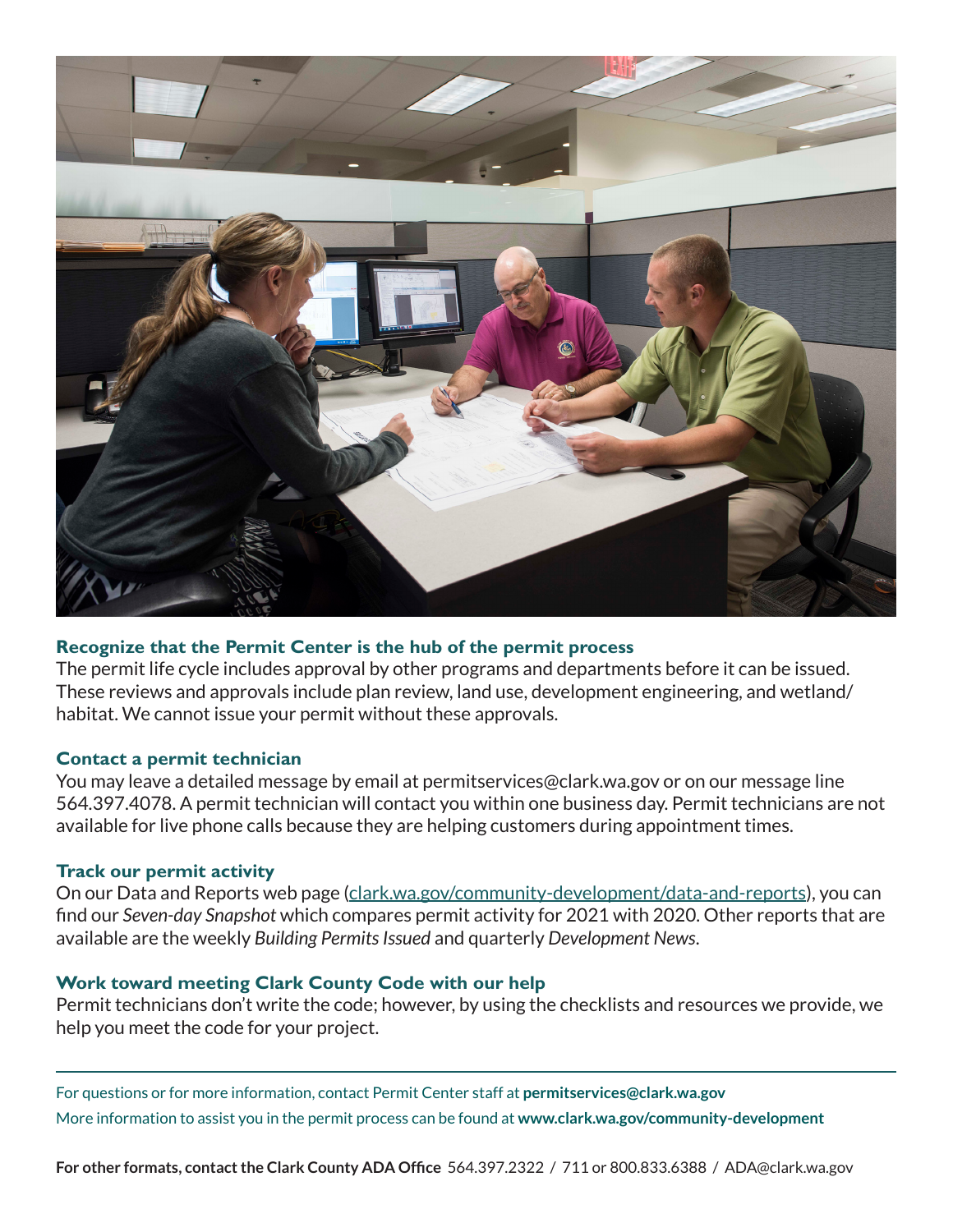### Recognize that the Permit Center is the hub of the permit process

The permit life cycle includes approval by other programs and departments before it can be issued. These reviews and approvals include plan review, land use, development engineering, and wetland/habitat. We cannot issue your permit without these approvals.

### Contact a permit technician

You may leave a detailed message by email at permitservices@clark.wa.gov or on our message line 564.397.4078. A permit technician will contact you within one business day. Permit technicians are not available for live phone calls because they are helping customers during appointment times.

### Track our permit activity

On our Data and Reports web page (clark.wa.gov/community-development/data-and-reports), you can find our *Seven-day Snapshot* which compares permit activity for 2021 with 2020. Other reports that are available are the weekly *Building Permits Issued* and quarterly *Development News*.

### Work toward meeting Clark County Code with our help

Permit technicians don't write the code; however, by using the checklists and resources we provide, we help you meet the code for your project.

---

For questions or for more information, contact Permit Center staff at **permitservices@clark.wa.gov**

More information to assist you in the permit process can be found at **www.clark.wa.gov/community-development**

**For other formats, contact the Clark County ADA Office** 564.397.2322 / 711 or 800.833.6388 / ADA@clark.wa.gov